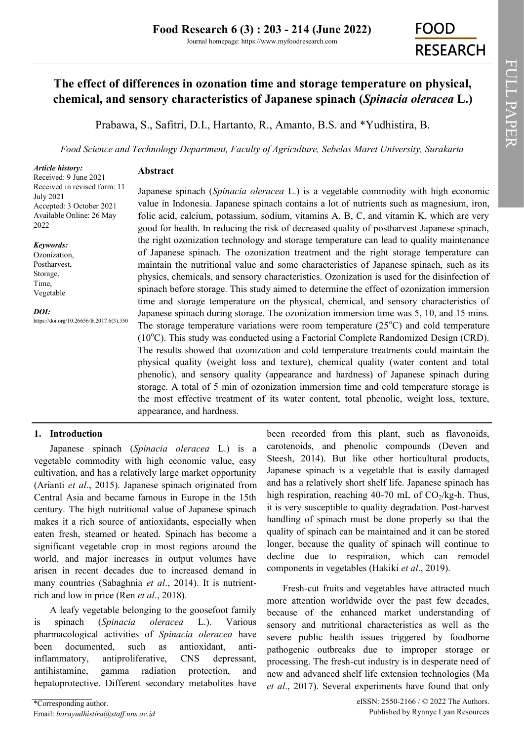# The effect of differences in ozonation time and storage temperature on physical, chemical, and sensory characteristics of Japanese spinach (*Spinacia oleracea* L.)

Prabawa, S., Safitri, D.I., Hartanto, R., Amanto, B.S. and *Yudhistira, B.

*Food Science and Technology Department, Faculty of Agriculture, Sebelas Maret University, Surakarta*

***Article history:***
Received: 9 June 2021
Received in revised form: 11 July 2021
Accepted: 3 October 2021
Available Online: 26 May 2022

***Keywords:***
Ozonization,
Postharvest,
Storage,
Time,
Vegetable

***DOI:***
https://doi.org/10.26656/fr.2017.6(3).350

## Abstract

Japanese spinach (*Spinacia oleracea* L.) is a vegetable commodity with high economic value in Indonesia. Japanese spinach contains a lot of nutrients such as magnesium, iron, folic acid, calcium, potassium, sodium, vitamins A, B, C, and vitamin K, which are very good for health. In reducing the risk of decreased quality of postharvest Japanese spinach, the right ozonization technology and storage temperature can lead to quality maintenance of Japanese spinach. The ozonization treatment and the right storage temperature can maintain the nutritional value and some characteristics of Japanese spinach, such as its physics, chemicals, and sensory characteristics. Ozonization is used for the disinfection of spinach before storage. This study aimed to determine the effect of ozonization immersion time and storage temperature on the physical, chemical, and sensory characteristics of Japanese spinach during storage. The ozonization immersion time was 5, 10, and 15 mins. The storage temperature variations were room temperature (25°C) and cold temperature (10°C). This study was conducted using a Factorial Complete Randomized Design (CRD). The results showed that ozonization and cold temperature treatments could maintain the physical quality (weight loss and texture), chemical quality (water content and total phenolic), and sensory quality (appearance and hardness) of Japanese spinach during storage. A total of 5 min of ozonization immersion time and cold temperature storage is the most effective treatment of its water content, total phenolic, weight loss, texture, appearance, and hardness.

## 1. Introduction

Japanese spinach (*Spinacia oleracea* L.) is a vegetable commodity with high economic value, easy cultivation, and has a relatively large market opportunity (Arianti *et al*., 2015). Japanese spinach originated from Central Asia and became famous in Europe in the 15th century. The high nutritional value of Japanese spinach makes it a rich source of antioxidants, especially when eaten fresh, steamed or heated. Spinach has become a significant vegetable crop in most regions around the world, and major increases in output volumes have arisen in recent decades due to increased demand in many countries (Sabaghnia *et al*., 2014). It is nutrient-rich and low in price (Ren *et al*., 2018).

A leafy vegetable belonging to the goosefoot family is spinach (*Spinacia oleracea* L.). Various pharmacological activities of *Spinacia oleracea* have been documented, such as antioxidant, anti-inflammatory, antiproliferative, CNS depressant, antihistamine, gamma radiation protection, and hepatoprotective. Different secondary metabolites have been recorded from this plant, such as flavonoids, carotenoids, and phenolic compounds (Deven and Steesh, 2014). But like other horticultural products, Japanese spinach is a vegetable that is easily damaged and has a relatively short shelf life. Japanese spinach has high respiration, reaching 40-70 mL of $CO_2$/kg-h. Thus, it is very susceptible to quality degradation. Post-harvest handling of spinach must be done properly so that the quality of spinach can be maintained and it can be stored longer, because the quality of spinach will continue to decline due to respiration, which can remodel components in vegetables (Hakiki *et al*., 2019).

Fresh-cut fruits and vegetables have attracted much more attention worldwide over the past few decades, because of the enhanced market understanding of sensory and nutritional characteristics as well as the severe public health issues triggered by foodborne pathogenic outbreaks due to improper storage or processing. The fresh-cut industry is in desperate need of new and advanced shelf life extension technologies (Ma *et al*., 2017). Several experiments have found that only

*Corresponding author.
Email: *barayudhistira@staff.uns.ac.id*

eISSN: 2550-2166 / © 2022 The Authors.
Published by Rynnye Lyan Resources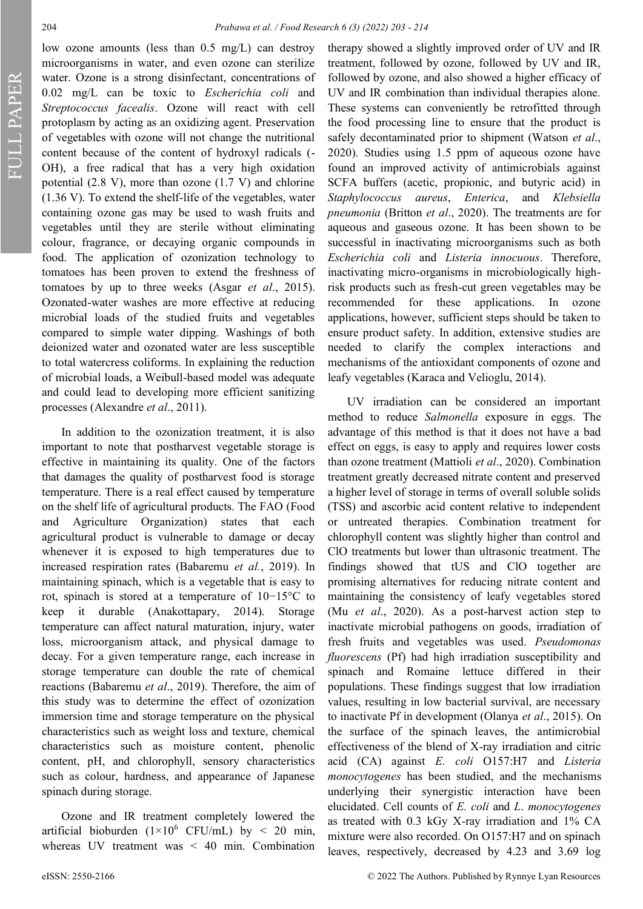low ozone amounts (less than 0.5 mg/L) can destroy microorganisms in water, and even ozone can sterilize water. Ozone is a strong disinfectant, concentrations of 0.02 mg/L can be toxic to *Escherichia coli* and *Streptococcus facealis*. Ozone will react with cell protoplasm by acting as an oxidizing agent. Preservation of vegetables with ozone will not change the nutritional content because of the content of hydroxyl radicals (-OH), a free radical that has a very high oxidation potential (2.8 V), more than ozone (1.7 V) and chlorine (1.36 V). To extend the shelf-life of the vegetables, water containing ozone gas may be used to wash fruits and vegetables until they are sterile without eliminating colour, fragrance, or decaying organic compounds in food. The application of ozonization technology to tomatoes has been proven to extend the freshness of tomatoes by up to three weeks (Asgar *et al*., 2015). Ozonated-water washes are more effective at reducing microbial loads of the studied fruits and vegetables compared to simple water dipping. Washings of both deionized water and ozonated water are less susceptible to total watercress coliforms. In explaining the reduction of microbial loads, a Weibull-based model was adequate and could lead to developing more efficient sanitizing processes (Alexandre *et al*., 2011).

In addition to the ozonization treatment, it is also important to note that postharvest vegetable storage is effective in maintaining its quality. One of the factors that damages the quality of postharvest food is storage temperature. There is a real effect caused by temperature on the shelf life of agricultural products. The FAO (Food and Agriculture Organization) states that each agricultural product is vulnerable to damage or decay whenever it is exposed to high temperatures due to increased respiration rates (Babaremu *et al.*, 2019). In maintaining spinach, which is a vegetable that is easy to rot, spinach is stored at a temperature of 10−15°C to keep it durable (Anakottapary, 2014). Storage temperature can affect natural maturation, injury, water loss, microorganism attack, and physical damage to decay. For a given temperature range, each increase in storage temperature can double the rate of chemical reactions (Babaremu *et al*., 2019). Therefore, the aim of this study was to determine the effect of ozonization immersion time and storage temperature on the physical characteristics such as weight loss and texture, chemical characteristics such as moisture content, phenolic content, pH, and chlorophyll, sensory characteristics such as colour, hardness, and appearance of Japanese spinach during storage.

Ozone and IR treatment completely lowered the artificial bioburden ($1\times10^6$ CFU/mL) by < 20 min, whereas UV treatment was < 40 min. Combination therapy showed a slightly improved order of UV and IR treatment, followed by ozone, followed by UV and IR, followed by ozone, and also showed a higher efficacy of UV and IR combination than individual therapies alone. These systems can conveniently be retrofitted through the food processing line to ensure that the product is safely decontaminated prior to shipment (Watson *et al*., 2020). Studies using 1.5 ppm of aqueous ozone have found an improved activity of antimicrobials against SCFA buffers (acetic, propionic, and butyric acid) in *Staphylococcus aureus*, *Enterica*, and *Klebsiella pneumonia* (Britton *et al*., 2020). The treatments are for aqueous and gaseous ozone. It has been shown to be successful in inactivating microorganisms such as both *Escherichia coli* and *Listeria innocuous*. Therefore, inactivating micro-organisms in microbiologically high-risk products such as fresh-cut green vegetables may be recommended for these applications. In ozone applications, however, sufficient steps should be taken to ensure product safety. In addition, extensive studies are needed to clarify the complex interactions and mechanisms of the antioxidant components of ozone and leafy vegetables (Karaca and Velioglu, 2014).

UV irradiation can be considered an important method to reduce *Salmonella* exposure in eggs. The advantage of this method is that it does not have a bad effect on eggs, is easy to apply and requires lower costs than ozone treatment (Mattioli *et al*., 2020). Combination treatment greatly decreased nitrate content and preserved a higher level of storage in terms of overall soluble solids (TSS) and ascorbic acid content relative to independent or untreated therapies. Combination treatment for chlorophyll content was slightly higher than control and ClO treatments but lower than ultrasonic treatment. The findings showed that tUS and ClO together are promising alternatives for reducing nitrate content and maintaining the consistency of leafy vegetables stored (Mu *et al*., 2020). As a post-harvest action step to inactivate microbial pathogens on goods, irradiation of fresh fruits and vegetables was used. *Pseudomonas fluorescens* (Pf) had high irradiation susceptibility and spinach and Romaine lettuce differed in their populations. These findings suggest that low irradiation values, resulting in low bacterial survival, are necessary to inactivate Pf in development (Olanya *et al*., 2015). On the surface of the spinach leaves, the antimicrobial effectiveness of the blend of X-ray irradiation and citric acid (CA) against *E. coli* O157:H7 and *Listeria monocytogenes* has been studied, and the mechanisms underlying their synergistic interaction have been elucidated. Cell counts of *E. coli* and *L. monocytogenes* as treated with 0.3 kGy X-ray irradiation and 1% CA mixture were also recorded. On O157:H7 and on spinach leaves, respectively, decreased by 4.23 and 3.69 log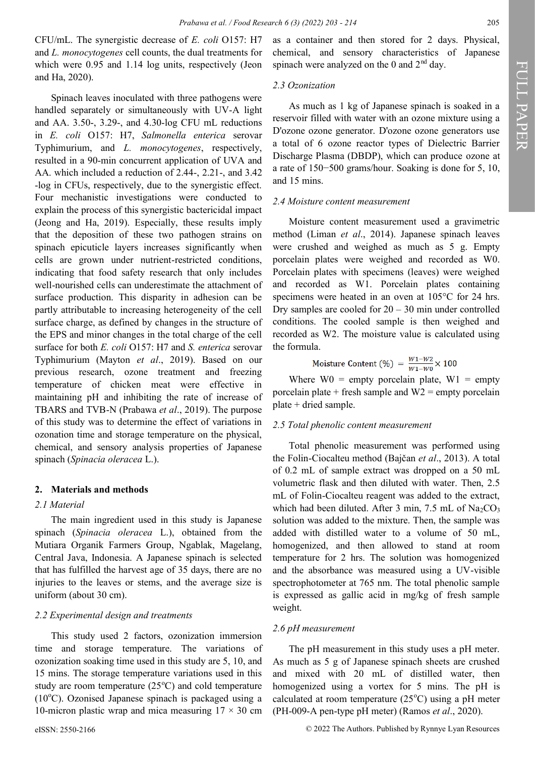CFU/mL. The synergistic decrease of *E. coli* O157: H7 and *L. monocytogenes* cell counts, the dual treatments for which were 0.95 and 1.14 log units, respectively (Jeon and Ha, 2020).

Spinach leaves inoculated with three pathogens were handled separately or simultaneously with UV-A light and AA. 3.50-, 3.29-, and 4.30-log CFU mL reductions in *E. coli* O157: H7, *Salmonella enterica* serovar Typhimurium, and *L. monocytogenes*, respectively, resulted in a 90-min concurrent application of UVA and AA. which included a reduction of 2.44-, 2.21-, and 3.42 -log in CFUs, respectively, due to the synergistic effect. Four mechanistic investigations were conducted to explain the process of this synergistic bactericidal impact (Jeong and Ha, 2019). Especially, these results imply that the deposition of these two pathogen strains on spinach epicuticle layers increases significantly when cells are grown under nutrient-restricted conditions, indicating that food safety research that only includes well-nourished cells can underestimate the attachment of surface production. This disparity in adhesion can be partly attributable to increasing heterogeneity of the cell surface charge, as defined by changes in the structure of the EPS and minor changes in the total charge of the cell surface for both *E. coli* O157: H7 and *S. enterica* serovar Typhimurium (Mayton *et al*., 2019). Based on our previous research, ozone treatment and freezing temperature of chicken meat were effective in maintaining pH and inhibiting the rate of increase of TBARS and TVB-N (Prabawa *et al*., 2019). The purpose of this study was to determine the effect of variations in ozonation time and storage temperature on the physical, chemical, and sensory analysis properties of Japanese spinach (*Spinacia oleracea* L.).

## 2. Materials and methods

### 2.1 Material

The main ingredient used in this study is Japanese spinach (*Spinacia oleracea* L.), obtained from the Mutiara Organik Farmers Group, Ngablak, Magelang, Central Java, Indonesia. A Japanese spinach is selected that has fulfilled the harvest age of 35 days, there are no injuries to the leaves or stems, and the average size is uniform (about 30 cm).

### 2.2 Experimental design and treatments

This study used 2 factors, ozonization immersion time and storage temperature. The variations of ozonization soaking time used in this study are 5, 10, and 15 mins. The storage temperature variations used in this study are room temperature (25°C) and cold temperature (10°C). Ozonised Japanese spinach is packaged using a 10-micron plastic wrap and mica measuring 17 × 30 cm as a container and then stored for 2 days. Physical, chemical, and sensory characteristics of Japanese spinach were analyzed on the 0 and 2nd day.

### 2.3 Ozonization

As much as 1 kg of Japanese spinach is soaked in a reservoir filled with water with an ozone mixture using a D'ozone ozone generator. D'ozone ozone generators use a total of 6 ozone reactor types of Dielectric Barrier Discharge Plasma (DBDP), which can produce ozone at a rate of 150−500 grams/hour. Soaking is done for 5, 10, and 15 mins.

### 2.4 Moisture content measurement

Moisture content measurement used a gravimetric method (Liman *et al*., 2014). Japanese spinach leaves were crushed and weighed as much as 5 g. Empty porcelain plates were weighed and recorded as W0. Porcelain plates with specimens (leaves) were weighed and recorded as W1. Porcelain plates containing specimens were heated in an oven at 105°C for 24 hrs. Dry samples are cooled for 20 – 30 min under controlled conditions. The cooled sample is then weighed and recorded as W2. The moisture value is calculated using the formula.

$$\text{Moisture Content (\%)} = \frac{W1-W2}{W1-W0} \times 100$$

Where W0 = empty porcelain plate, W1 = empty porcelain plate + fresh sample and W2 = empty porcelain plate + dried sample.

### 2.5 Total phenolic content measurement

Total phenolic measurement was performed using the Folin-Ciocalteu method (Bajčan *et al*., 2013). A total of 0.2 mL of sample extract was dropped on a 50 mL volumetric flask and then diluted with water. Then, 2.5 mL of Folin-Ciocalteu reagent was added to the extract, which had been diluted. After 3 min, 7.5 mL of $Na_2CO_3$ solution was added to the mixture. Then, the sample was added with distilled water to a volume of 50 mL, homogenized, and then allowed to stand at room temperature for 2 hrs. The solution was homogenized and the absorbance was measured using a UV-visible spectrophotometer at 765 nm. The total phenolic sample is expressed as gallic acid in mg/kg of fresh sample weight.

### 2.6 pH measurement

The pH measurement in this study uses a pH meter. As much as 5 g of Japanese spinach sheets are crushed and mixed with 20 mL of distilled water, then homogenized using a vortex for 5 mins. The pH is calculated at room temperature (25°C) using a pH meter (PH-009-A pen-type pH meter) (Ramos *et al*., 2020).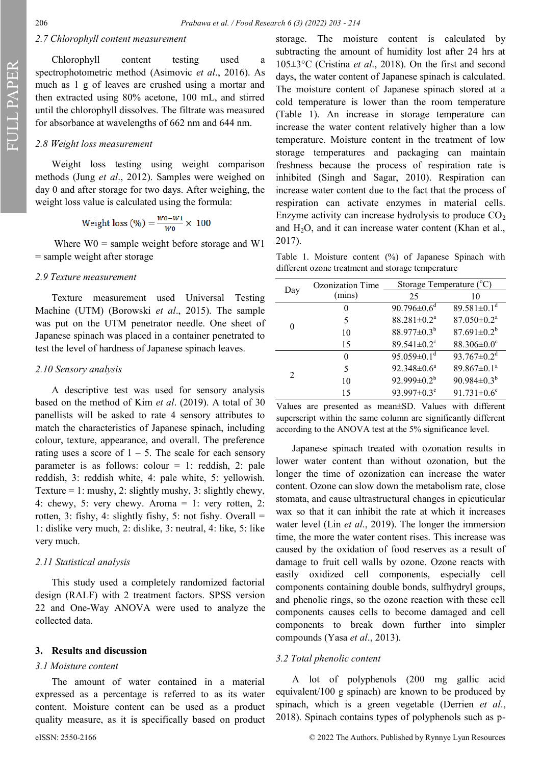### 2.7 Chlorophyll content measurement

Chlorophyll content testing used a spectrophotometric method (Asimovic *et al*., 2016). As much as 1 g of leaves are crushed using a mortar and then extracted using 80% acetone, 100 mL, and stirred until the chlorophyll dissolves. The filtrate was measured for absorbance at wavelengths of 662 nm and 644 nm.

### 2.8 Weight loss measurement

Weight loss testing using weight comparison methods (Jung *et al*., 2012). Samples were weighed on day 0 and after storage for two days. After weighing, the weight loss value is calculated using the formula:

$$\text{Weight loss } (\%) = \frac{W0 - W1}{W0} \times 100$$

Where W0 = sample weight before storage and W1 = sample weight after storage

### 2.9 Texture measurement

Texture measurement used Universal Testing Machine (UTM) (Borowski *et al*., 2015). The sample was put on the UTM penetrator needle. One sheet of Japanese spinach was placed in a container penetrated to test the level of hardness of Japanese spinach leaves.

### 2.10 Sensory analysis

A descriptive test was used for sensory analysis based on the method of Kim *et al*. (2019). A total of 30 panellists will be asked to rate 4 sensory attributes to match the characteristics of Japanese spinach, including colour, texture, appearance, and overall. The preference rating uses a score of 1 – 5. The scale for each sensory parameter is as follows: colour = 1: reddish, 2: pale reddish, 3: reddish white, 4: pale white, 5: yellowish. Texture = 1: mushy, 2: slightly mushy, 3: slightly chewy, 4: chewy, 5: very chewy. Aroma = 1: very rotten, 2: rotten, 3: fishy, 4: slightly fishy, 5: not fishy. Overall = 1: dislike very much, 2: dislike, 3: neutral, 4: like, 5: like very much.

### 2.11 Statistical analysis

This study used a completely randomized factorial design (RALF) with 2 treatment factors. SPSS version 22 and One-Way ANOVA were used to analyze the collected data.

## 3. Results and discussion

### 3.1 Moisture content

The amount of water contained in a material expressed as a percentage is referred to as its water content. Moisture content can be used as a product quality measure, as it is specifically based on product storage. The moisture content is calculated by subtracting the amount of humidity lost after 24 hrs at 105±3°C (Cristina *et al*., 2018). On the first and second days, the water content of Japanese spinach is calculated. The moisture content of Japanese spinach stored at a cold temperature is lower than the room temperature (Table 1). An increase in storage temperature can increase the water content relatively higher than a low temperature. Moisture content in the treatment of low storage temperatures and packaging can maintain freshness because the process of respiration rate is inhibited (Singh and Sagar, 2010). Respiration can increase water content due to the fact that the process of respiration can activate enzymes in material cells. Enzyme activity can increase hydrolysis to produce $CO_2$ and $H_2O$, and it can increase water content (Khan et al., 2017).

Table 1. Moisture content (%) of Japanese Spinach with different ozone treatment and storage temperature

| Day | Ozonization Time (mins) | Storage Temperature (°C) | |
|---|---|---|---|
| | | 25 | 10 |
| 0 | 0 | 90.796±0.6[d] | 89.581±0.1[d] |
| | 5 | 88.281±0.2[a] | 87.050±0.2[a] |
| | 10 | 88.977±0.3[b] | 87.691±0.2[b] |
| | 15 | 89.541±0.2[c] | 88.306±0.0[c] |
| 2 | 0 | 95.059±0.1[d] | 93.767±0.2[d] |
| | 5 | 92.348±0.6[a] | 89.867±0.1[a] |
| | 10 | 92.999±0.2[b] | 90.984±0.3[b] |
| | 15 | 93.997±0.3[c] | 91.731±0.6[c] |

Values are presented as mean±SD. Values with different superscript within the same column are significantly different according to the ANOVA test at the 5% significance level.

Japanese spinach treated with ozonation results in lower water content than without ozonation, but the longer the time of ozonization can increase the water content. Ozone can slow down the metabolism rate, close stomata, and cause ultrastructural changes in epicuticular wax so that it can inhibit the rate at which it increases water level (Lin *et al*., 2019). The longer the immersion time, the more the water content rises. This increase was caused by the oxidation of food reserves as a result of damage to fruit cell walls by ozone. Ozone reacts with easily oxidized cell components, especially cell components containing double bonds, sulfhydryl groups, and phenolic rings, so the ozone reaction with these cell components causes cells to become damaged and cell components to break down further into simpler compounds (Yasa *et al*., 2013).

### 3.2 Total phenolic content

A lot of polyphenols (200 mg gallic acid equivalent/100 g spinach) are known to be produced by spinach, which is a green vegetable (Derrien *et al*., 2018). Spinach contains types of polyphenols such as p-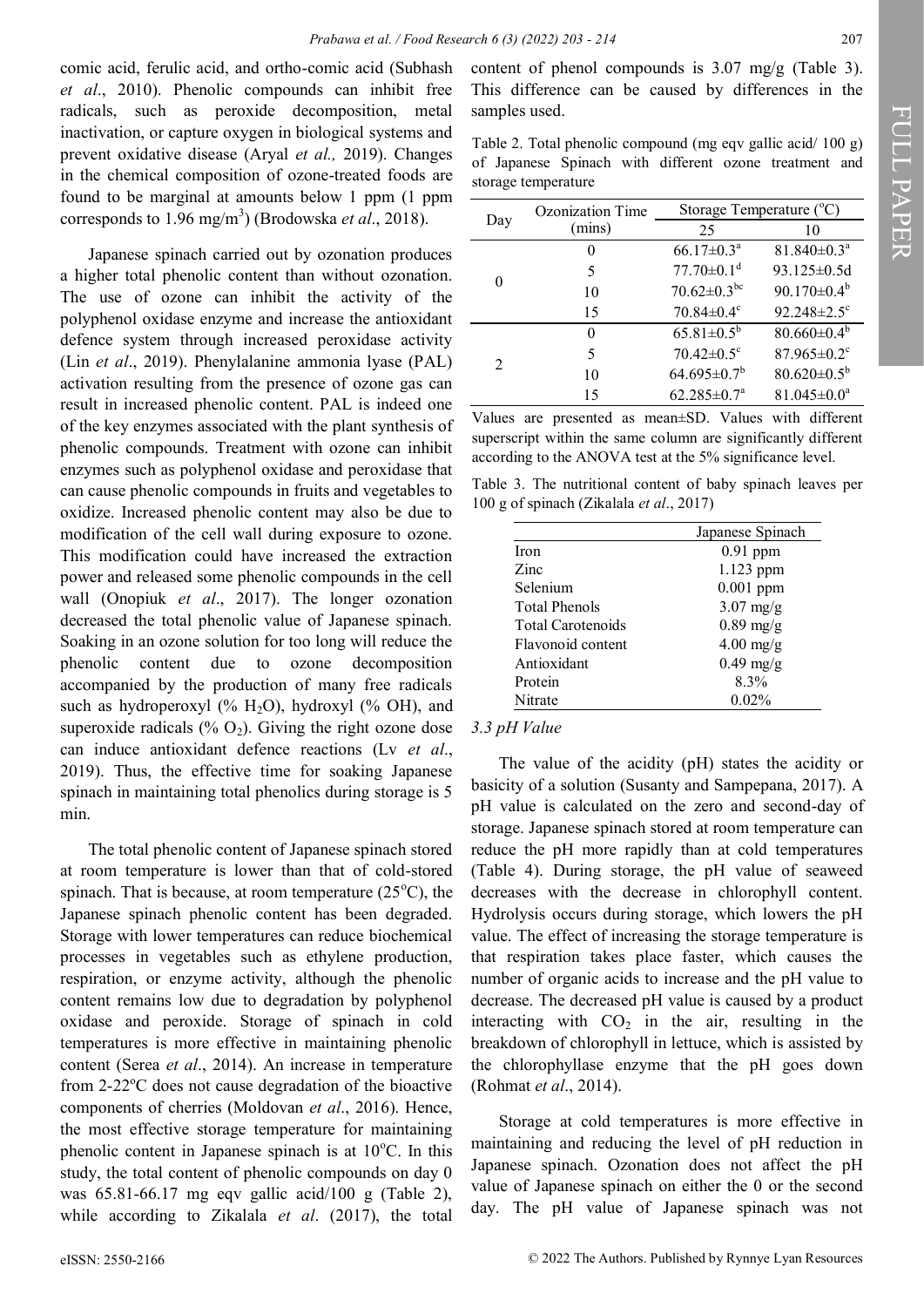comic acid, ferulic acid, and ortho-comic acid (Subhash *et al*., 2010). Phenolic compounds can inhibit free radicals, such as peroxide decomposition, metal inactivation, or capture oxygen in biological systems and prevent oxidative disease (Aryal *et al.,* 2019). Changes in the chemical composition of ozone-treated foods are found to be marginal at amounts below 1 ppm (1 ppm corresponds to 1.96 mg/m$^3$) (Brodowska *et al*., 2018).

Japanese spinach carried out by ozonation produces a higher total phenolic content than without ozonation. The use of ozone can inhibit the activity of the polyphenol oxidase enzyme and increase the antioxidant defence system through increased peroxidase activity (Lin *et al*., 2019). Phenylalanine ammonia lyase (PAL) activation resulting from the presence of ozone gas can result in increased phenolic content. PAL is indeed one of the key enzymes associated with the plant synthesis of phenolic compounds. Treatment with ozone can inhibit enzymes such as polyphenol oxidase and peroxidase that can cause phenolic compounds in fruits and vegetables to oxidize. Increased phenolic content may also be due to modification of the cell wall during exposure to ozone. This modification could have increased the extraction power and released some phenolic compounds in the cell wall (Onopiuk *et al*., 2017). The longer ozonation decreased the total phenolic value of Japanese spinach. Soaking in an ozone solution for too long will reduce the phenolic content due to ozone decomposition accompanied by the production of many free radicals such as hydroperoxyl (% $H_2O$), hydroxyl (% OH), and superoxide radicals (% $O_2$). Giving the right ozone dose can induce antioxidant defence reactions (Lv *et al*., 2019). Thus, the effective time for soaking Japanese spinach in maintaining total phenolics during storage is 5 min.

The total phenolic content of Japanese spinach stored at room temperature is lower than that of cold-stored spinach. That is because, at room temperature (25°C), the Japanese spinach phenolic content has been degraded. Storage with lower temperatures can reduce biochemical processes in vegetables such as ethylene production, respiration, or enzyme activity, although the phenolic content remains low due to degradation by polyphenol oxidase and peroxide. Storage of spinach in cold temperatures is more effective in maintaining phenolic content (Serea *et al*., 2014). An increase in temperature from 2-22°C does not cause degradation of the bioactive components of cherries (Moldovan *et al*., 2016). Hence, the most effective storage temperature for maintaining phenolic content in Japanese spinach is at 10°C. In this study, the total content of phenolic compounds on day 0 was 65.81-66.17 mg eqv gallic acid/100 g (Table 2), while according to Zikalala *et al*. (2017), the total content of phenol compounds is 3.07 mg/g (Table 3). This difference can be caused by differences in the samples used.

Table 2. Total phenolic compound (mg eqv gallic acid/ 100 g) of Japanese Spinach with different ozone treatment and storage temperature

| Day | Ozonization Time (mins) | Storage Temperature (°C) | |
|---|---|---|---|
| | | 25 | 10 |
| 0 | 0 | 66.17±0.3[a] | 81.840±0.3[a] |
| | 5 | 77.70±0.1[d] | 93.125±0.5d |
| | 10 | 70.62±0.3[bc] | 90.170±0.4[b] |
| | 15 | 70.84±0.4[c] | 92.248±2.5[c] |
| 2 | 0 | 65.81±0.5[b] | 80.660±0.4[b] |
| | 5 | 70.42±0.5[c] | 87.965±0.2[c] |
| | 10 | 64.695±0.7[b] | 80.620±0.5[b] |
| | 15 | 62.285±0.7[a] | 81.045±0.0[a] |

Values are presented as mean±SD. Values with different superscript within the same column are significantly different according to the ANOVA test at the 5% significance level.

Table 3. The nutritional content of baby spinach leaves per 100 g of spinach (Zikalala *et al*., 2017)

| | Japanese Spinach |
|---|---|
| Iron | 0.91 ppm |
| Zinc | 1.123 ppm |
| Selenium | 0.001 ppm |
| Total Phenols | 3.07 mg/g |
| Total Carotenoids | 0.89 mg/g |
| Flavonoid content | 4.00 mg/g |
| Antioxidant | 0.49 mg/g |
| Protein | 8.3% |
| Nitrate | 0.02% |

### *3.3 pH Value*

The value of the acidity (pH) states the acidity or basicity of a solution (Susanty and Sampepana, 2017). A pH value is calculated on the zero and second-day of storage. Japanese spinach stored at room temperature can reduce the pH more rapidly than at cold temperatures (Table 4). During storage, the pH value of seaweed decreases with the decrease in chlorophyll content. Hydrolysis occurs during storage, which lowers the pH value. The effect of increasing the storage temperature is that respiration takes place faster, which causes the number of organic acids to increase and the pH value to decrease. The decreased pH value is caused by a product interacting with $CO_2$ in the air, resulting in the breakdown of chlorophyll in lettuce, which is assisted by the chlorophyllase enzyme that the pH goes down (Rohmat *et al*., 2014).

Storage at cold temperatures is more effective in maintaining and reducing the level of pH reduction in Japanese spinach. Ozonation does not affect the pH value of Japanese spinach on either the 0 or the second day. The pH value of Japanese spinach was not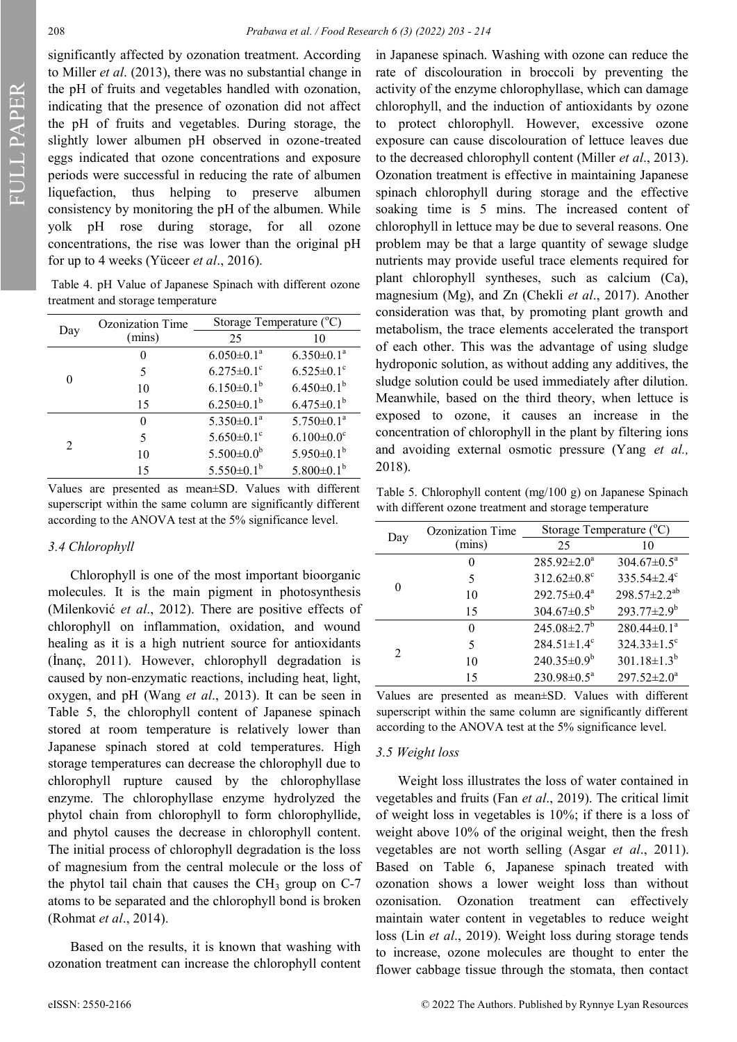significantly affected by ozonation treatment. According to Miller *et al*. (2013), there was no substantial change in the pH of fruits and vegetables handled with ozonation, indicating that the presence of ozonation did not affect the pH of fruits and vegetables. During storage, the slightly lower albumen pH observed in ozone-treated eggs indicated that ozone concentrations and exposure periods were successful in reducing the rate of albumen liquefaction, thus helping to preserve albumen consistency by monitoring the pH of the albumen. While yolk pH rose during storage, for all ozone concentrations, the rise was lower than the original pH for up to 4 weeks (Yüceer *et al*., 2016).

Table 4. pH Value of Japanese Spinach with different ozone treatment and storage temperature

| Day | Ozonization Time (mins) | Storage Temperature (°C) | |
|---|---|---|---|
| | | 25 | 10 |
| 0 | 0 | 6.050±0.1[a] | 6.350±0.1[a] |
| | 5 | 6.275±0.1[c] | 6.525±0.1[c] |
| | 10 | 6.150±0.1[b] | 6.450±0.1[b] |
| | 15 | 6.250±0.1[b] | 6.475±0.1[b] |
| 2 | 0 | 5.350±0.1[a] | 5.750±0.1[a] |
| | 5 | 5.650±0.1[c] | 6.100±0.0[c] |
| | 10 | 5.500±0.0[b] | 5.950±0.1[b] |
| | 15 | 5.550±0.1[b] | 5.800±0.1[b] |

Values are presented as mean±SD. Values with different superscript within the same column are significantly different according to the ANOVA test at the 5% significance level.

### *3.4 Chlorophyll*

Chlorophyll is one of the most important bioorganic molecules. It is the main pigment in photosynthesis (Milenković *et al*., 2012). There are positive effects of chlorophyll on inflammation, oxidation, and wound healing as it is a high nutrient source for antioxidants (İnanç, 2011). However, chlorophyll degradation is caused by non-enzymatic reactions, including heat, light, oxygen, and pH (Wang *et al*., 2013). It can be seen in Table 5, the chlorophyll content of Japanese spinach stored at room temperature is relatively lower than Japanese spinach stored at cold temperatures. High storage temperatures can decrease the chlorophyll due to chlorophyll rupture caused by the chlorophyllase enzyme. The chlorophyllase enzyme hydrolyzed the phytol chain from chlorophyll to form chlorophyllide, and phytol causes the decrease in chlorophyll content. The initial process of chlorophyll degradation is the loss of magnesium from the central molecule or the loss of the phytol tail chain that causes the $CH_3$ group on C-7 atoms to be separated and the chlorophyll bond is broken (Rohmat *et al*., 2014).

Based on the results, it is known that washing with ozonation treatment can increase the chlorophyll content in Japanese spinach. Washing with ozone can reduce the rate of discolouration in broccoli by preventing the activity of the enzyme chlorophyllase, which can damage chlorophyll, and the induction of antioxidants by ozone to protect chlorophyll. However, excessive ozone exposure can cause discolouration of lettuce leaves due to the decreased chlorophyll content (Miller *et al*., 2013). Ozonation treatment is effective in maintaining Japanese spinach chlorophyll during storage and the effective soaking time is 5 mins. The increased content of chlorophyll in lettuce may be due to several reasons. One problem may be that a large quantity of sewage sludge nutrients may provide useful trace elements required for plant chlorophyll syntheses, such as calcium (Ca), magnesium (Mg), and Zn (Chekli *et al*., 2017). Another consideration was that, by promoting plant growth and metabolism, the trace elements accelerated the transport of each other. This was the advantage of using sludge hydroponic solution, as without adding any additives, the sludge solution could be used immediately after dilution. Meanwhile, based on the third theory, when lettuce is exposed to ozone, it causes an increase in the concentration of chlorophyll in the plant by filtering ions and avoiding external osmotic pressure (Yang *et al.,* 2018).

Table 5. Chlorophyll content (mg/100 g) on Japanese Spinach with different ozone treatment and storage temperature

| Day | Ozonization Time (mins) | Storage Temperature (°C) | |
|---|---|---|---|
| | | 25 | 10 |
| 0 | 0 | 285.92±2.0[a] | 304.67±0.5[a] |
| | 5 | 312.62±0.8[c] | 335.54±2.4[c] |
| | 10 | 292.75±0.4[a] | 298.57±2.2[ab] |
| | 15 | 304.67±0.5[b] | 293.77±2.9[b] |
| 2 | 0 | 245.08±2.7[b] | 280.44±0.1[a] |
| | 5 | 284.51±1.4[c] | 324.33±1.5[c] |
| | 10 | 240.35±0.9[b] | 301.18±1.3[b] |
| | 15 | 230.98±0.5[a] | 297.52±2.0[a] |

Values are presented as mean±SD. Values with different superscript within the same column are significantly different according to the ANOVA test at the 5% significance level.

### *3.5 Weight loss*

Weight loss illustrates the loss of water contained in vegetables and fruits (Fan *et al*., 2019). The critical limit of weight loss in vegetables is 10%; if there is a loss of weight above 10% of the original weight, then the fresh vegetables are not worth selling (Asgar *et al*., 2011). Based on Table 6, Japanese spinach treated with ozonation shows a lower weight loss than without ozonisation. Ozonation treatment can effectively maintain water content in vegetables to reduce weight loss (Lin *et al*., 2019). Weight loss during storage tends to increase, ozone molecules are thought to enter the flower cabbage tissue through the stomata, then contact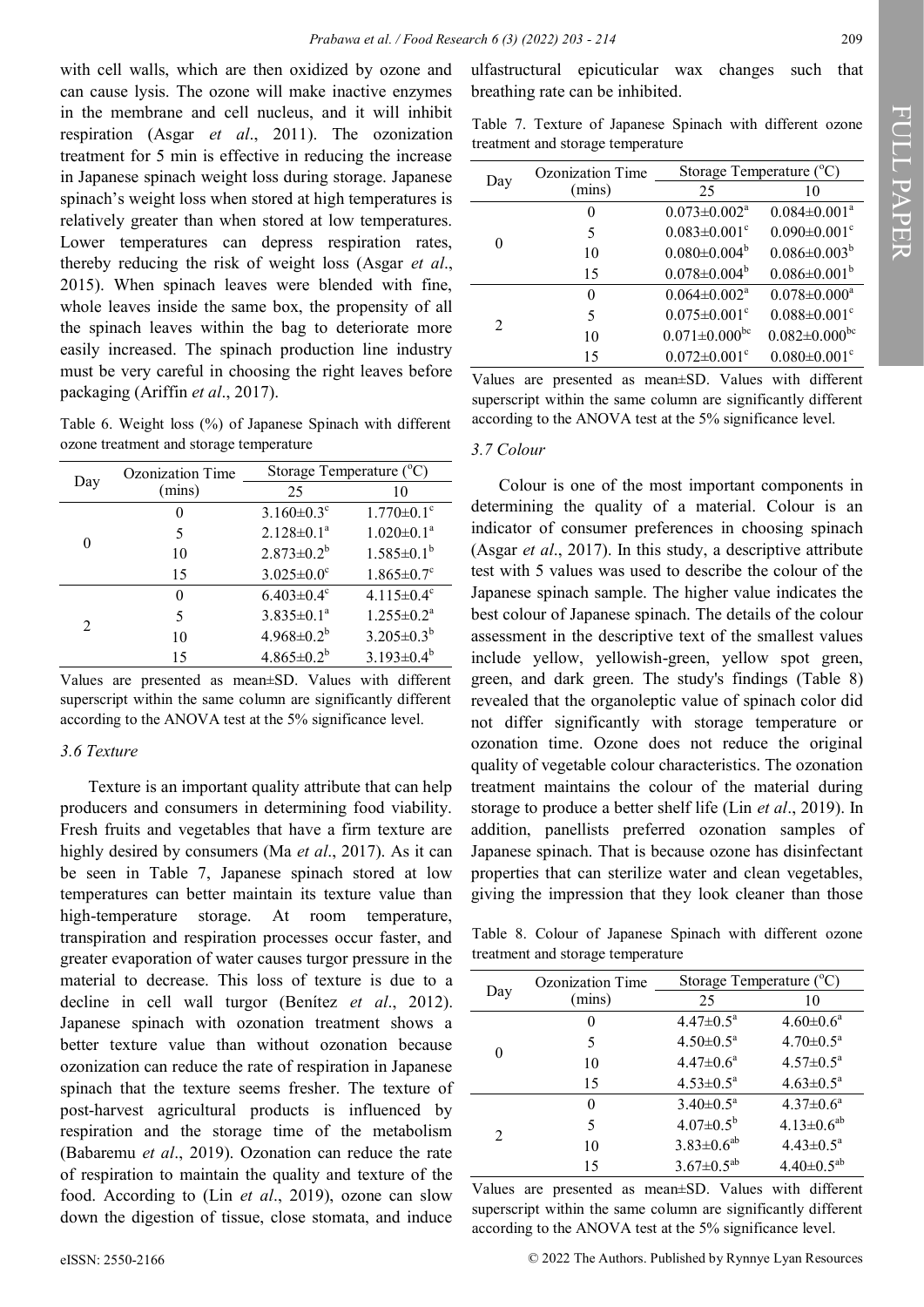with cell walls, which are then oxidized by ozone and can cause lysis. The ozone will make inactive enzymes in the membrane and cell nucleus, and it will inhibit respiration (Asgar *et al*., 2011). The ozonization treatment for 5 min is effective in reducing the increase in Japanese spinach weight loss during storage. Japanese spinach's weight loss when stored at high temperatures is relatively greater than when stored at low temperatures. Lower temperatures can depress respiration rates, thereby reducing the risk of weight loss (Asgar *et al*., 2015). When spinach leaves were blended with fine, whole leaves inside the same box, the propensity of all the spinach leaves within the bag to deteriorate more easily increased. The spinach production line industry must be very careful in choosing the right leaves before packaging (Ariffin *et al*., 2017).

Table 6. Weight loss (%) of Japanese Spinach with different ozone treatment and storage temperature

| Day | Ozonization Time (mins) | Storage Temperature (°C) | |
|---|---|---|---|
| | | 25 | 10 |
| 0 | 0 | 3.160±0.3[c] | 1.770±0.1[c] |
| | 5 | 2.128±0.1[a] | 1.020±0.1[a] |
| | 10 | 2.873±0.2[b] | 1.585±0.1[b] |
| | 15 | 3.025±0.0[c] | 1.865±0.7[c] |
| 2 | 0 | 6.403±0.4[c] | 4.115±0.4[c] |
| | 5 | 3.835±0.1[a] | 1.255±0.2[a] |
| | 10 | 4.968±0.2[b] | 3.205±0.3[b] |
| | 15 | 4.865±0.2[b] | 3.193±0.4[b] |

Values are presented as mean±SD. Values with different superscript within the same column are significantly different according to the ANOVA test at the 5% significance level.

### 3.6 Texture

Texture is an important quality attribute that can help producers and consumers in determining food viability. Fresh fruits and vegetables that have a firm texture are highly desired by consumers (Ma *et al*., 2017). As it can be seen in Table 7, Japanese spinach stored at low temperatures can better maintain its texture value than high-temperature storage. At room temperature, transpiration and respiration processes occur faster, and greater evaporation of water causes turgor pressure in the material to decrease. This loss of texture is due to a decline in cell wall turgor (Benítez *et al*., 2012). Japanese spinach with ozonation treatment shows a better texture value than without ozonation because ozonization can reduce the rate of respiration in Japanese spinach that the texture seems fresher. The texture of post-harvest agricultural products is influenced by respiration and the storage time of the metabolism (Babaremu *et al*., 2019). Ozonation can reduce the rate of respiration to maintain the quality and texture of the food. According to (Lin *et al*., 2019), ozone can slow down the digestion of tissue, close stomata, and induce ulfastructural epicuticular wax changes such that breathing rate can be inhibited.

Table 7. Texture of Japanese Spinach with different ozone treatment and storage temperature

| Day | Ozonization Time (mins) | Storage Temperature (°C) | |
|---|---|---|---|
| | | 25 | 10 |
| 0 | 0 | 0.073±0.002[a] | 0.084±0.001[a] |
| | 5 | 0.083±0.001[c] | 0.090±0.001[c] |
| | 10 | 0.080±0.004[b] | 0.086±0.003[b] |
| | 15 | 0.078±0.004[b] | 0.086±0.001[b] |
| 2 | 0 | 0.064±0.002[a] | 0.078±0.000[a] |
| | 5 | 0.075±0.001[c] | 0.088±0.001[c] |
| | 10 | 0.071±0.000[bc] | 0.082±0.000[bc] |
| | 15 | 0.072±0.001[c] | 0.080±0.001[c] |

Values are presented as mean±SD. Values with different superscript within the same column are significantly different according to the ANOVA test at the 5% significance level.

### 3.7 Colour

Colour is one of the most important components in determining the quality of a material. Colour is an indicator of consumer preferences in choosing spinach (Asgar *et al*., 2017). In this study, a descriptive attribute test with 5 values was used to describe the colour of the Japanese spinach sample. The higher value indicates the best colour of Japanese spinach. The details of the colour assessment in the descriptive text of the smallest values include yellow, yellowish-green, yellow spot green, green, and dark green. The study's findings (Table 8) revealed that the organoleptic value of spinach color did not differ significantly with storage temperature or ozonation time. Ozone does not reduce the original quality of vegetable colour characteristics. The ozonation treatment maintains the colour of the material during storage to produce a better shelf life (Lin *et al*., 2019). In addition, panellists preferred ozonation samples of Japanese spinach. That is because ozone has disinfectant properties that can sterilize water and clean vegetables, giving the impression that they look cleaner than those

Table 8. Colour of Japanese Spinach with different ozone treatment and storage temperature

| Day | Ozonization Time (mins) | Storage Temperature (°C) | |
|---|---|---|---|
| | | 25 | 10 |
| 0 | 0 | 4.47±0.5[a] | 4.60±0.6[a] |
| | 5 | 4.50±0.5[a] | 4.70±0.5[a] |
| | 10 | 4.47±0.6[a] | 4.57±0.5[a] |
| | 15 | 4.53±0.5[a] | 4.63±0.5[a] |
| 2 | 0 | 3.40±0.5[a] | 4.37±0.6[a] |
| | 5 | 4.07±0.5[b] | 4.13±0.6[ab] |
| | 10 | 3.83±0.6[ab] | 4.43±0.5[a] |
| | 15 | 3.67±0.5[ab] | 4.40±0.5[ab] |

Values are presented as mean±SD. Values with different superscript within the same column are significantly different according to the ANOVA test at the 5% significance level.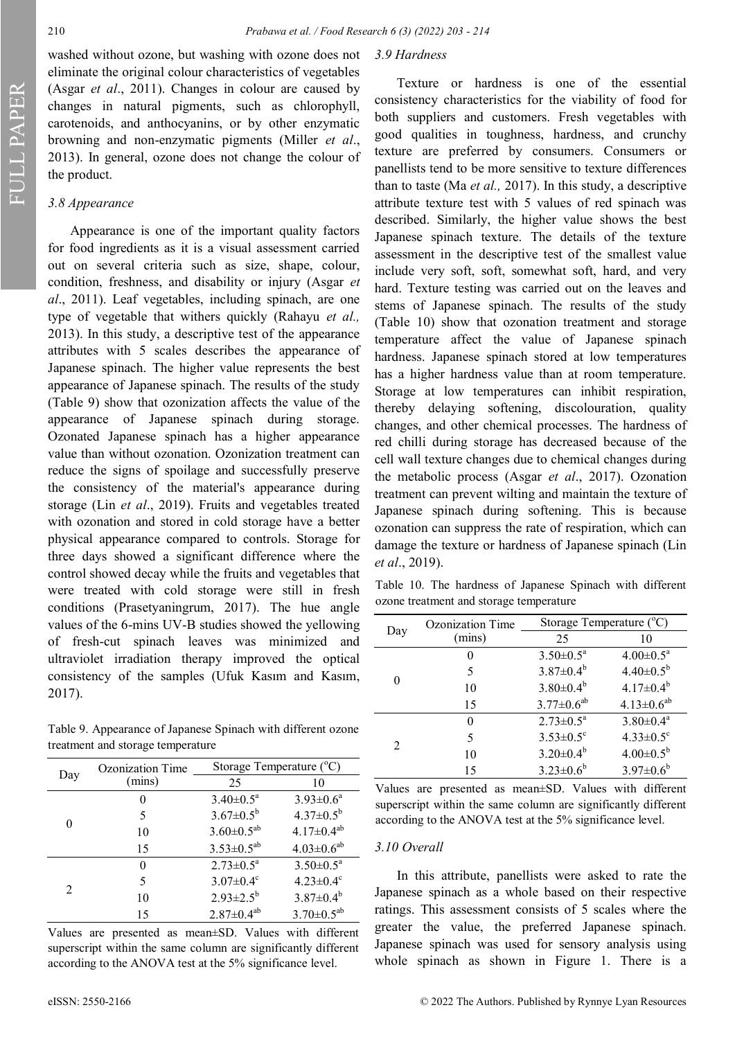washed without ozone, but washing with ozone does not eliminate the original colour characteristics of vegetables (Asgar *et al*., 2011). Changes in colour are caused by changes in natural pigments, such as chlorophyll, carotenoids, and anthocyanins, or by other enzymatic browning and non-enzymatic pigments (Miller *et al*., 2013). In general, ozone does not change the colour of the product.

### 3.8 Appearance

Appearance is one of the important quality factors for food ingredients as it is a visual assessment carried out on several criteria such as size, shape, colour, condition, freshness, and disability or injury (Asgar *et al*., 2011). Leaf vegetables, including spinach, are one type of vegetable that withers quickly (Rahayu *et al.,* 2013). In this study, a descriptive test of the appearance attributes with 5 scales describes the appearance of Japanese spinach. The higher value represents the best appearance of Japanese spinach. The results of the study (Table 9) show that ozonization affects the value of the appearance of Japanese spinach during storage. Ozonated Japanese spinach has a higher appearance value than without ozonation. Ozonization treatment can reduce the signs of spoilage and successfully preserve the consistency of the material's appearance during storage (Lin *et al*., 2019). Fruits and vegetables treated with ozonation and stored in cold storage have a better physical appearance compared to controls. Storage for three days showed a significant difference where the control showed decay while the fruits and vegetables that were treated with cold storage were still in fresh conditions (Prasetyaningrum, 2017). The hue angle values of the 6-mins UV-B studies showed the yellowing of fresh-cut spinach leaves was minimized and ultraviolet irradiation therapy improved the optical consistency of the samples (Ufuk Kasım and Kasım, 2017).

Table 9. Appearance of Japanese Spinach with different ozone treatment and storage temperature

| Day | Ozonization Time (mins) | Storage Temperature (°C) | |
|---|---|---|---|
| | | 25 | 10 |
| 0 | 0 | 3.40±0.5[a] | 3.93±0.6[a] |
| | 5 | 3.67±0.5[b] | 4.37±0.5[b] |
| | 10 | 3.60±0.5[ab] | 4.17±0.4[ab] |
| | 15 | 3.53±0.5[ab] | 4.03±0.6[ab] |
| 2 | 0 | 2.73±0.5[a] | 3.50±0.5[a] |
| | 5 | 3.07±0.4[c] | 4.23±0.4[c] |
| | 10 | 2.93±2.5[b] | 3.87±0.4[b] |
| | 15 | 2.87±0.4[ab] | 3.70±0.5[ab] |

Values are presented as mean±SD. Values with different superscript within the same column are significantly different according to the ANOVA test at the 5% significance level.

### 3.9 Hardness

Texture or hardness is one of the essential consistency characteristics for the viability of food for both suppliers and customers. Fresh vegetables with good qualities in toughness, hardness, and crunchy texture are preferred by consumers. Consumers or panellists tend to be more sensitive to texture differences than to taste (Ma *et al.,* 2017). In this study, a descriptive attribute texture test with 5 values of red spinach was described. Similarly, the higher value shows the best Japanese spinach texture. The details of the texture assessment in the descriptive test of the smallest value include very soft, soft, somewhat soft, hard, and very hard. Texture testing was carried out on the leaves and stems of Japanese spinach. The results of the study (Table 10) show that ozonation treatment and storage temperature affect the value of Japanese spinach hardness. Japanese spinach stored at low temperatures has a higher hardness value than at room temperature. Storage at low temperatures can inhibit respiration, thereby delaying softening, discolouration, quality changes, and other chemical processes. The hardness of red chilli during storage has decreased because of the cell wall texture changes due to chemical changes during the metabolic process (Asgar *et al*., 2017). Ozonation treatment can prevent wilting and maintain the texture of Japanese spinach during softening. This is because ozonation can suppress the rate of respiration, which can damage the texture or hardness of Japanese spinach (Lin *et al*., 2019).

Table 10. The hardness of Japanese Spinach with different ozone treatment and storage temperature

| Day | Ozonization Time (mins) | Storage Temperature (°C) | |
|---|---|---|---|
| | | 25 | 10 |
| 0 | 0 | 3.50±0.5[a] | 4.00±0.5[a] |
| | 5 | 3.87±0.4[b] | 4.40±0.5[b] |
| | 10 | 3.80±0.4[b] | 4.17±0.4[b] |
| | 15 | 3.77±0.6[ab] | 4.13±0.6[ab] |
| 2 | 0 | 2.73±0.5[a] | 3.80±0.4[a] |
| | 5 | 3.53±0.5[c] | 4.33±0.5[c] |
| | 10 | 3.20±0.4[b] | 4.00±0.5[b] |
| | 15 | 3.23±0.6[b] | 3.97±0.6[b] |

Values are presented as mean±SD. Values with different superscript within the same column are significantly different according to the ANOVA test at the 5% significance level.

### 3.10 Overall

In this attribute, panellists were asked to rate the Japanese spinach as a whole based on their respective ratings. This assessment consists of 5 scales where the greater the value, the preferred Japanese spinach. Japanese spinach was used for sensory analysis using whole spinach as shown in Figure 1. There is a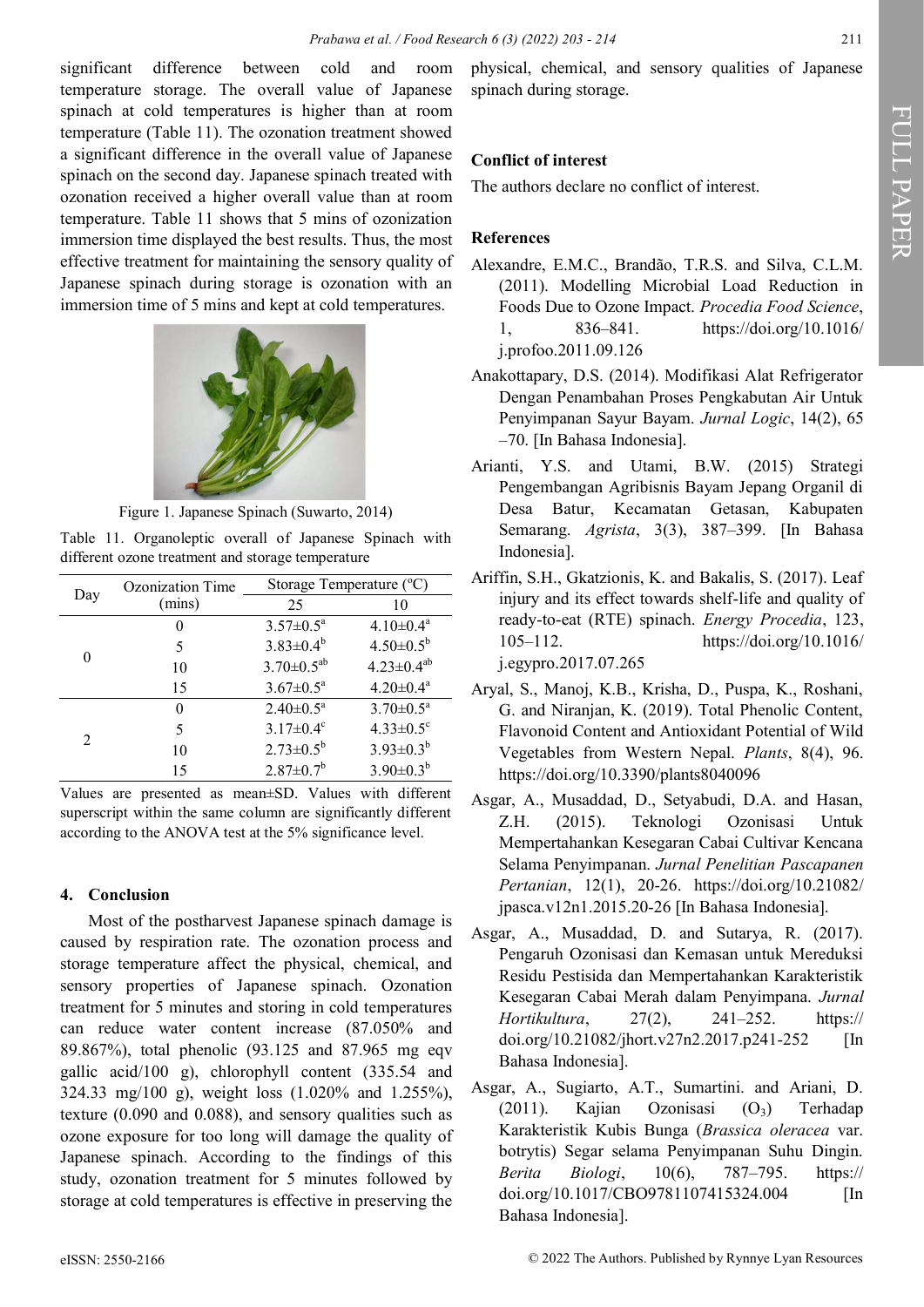significant difference between cold and room temperature storage. The overall value of Japanese spinach at cold temperatures is higher than at room temperature (Table 11). The ozonation treatment showed a significant difference in the overall value of Japanese spinach on the second day. Japanese spinach treated with ozonation received a higher overall value than at room temperature. Table 11 shows that 5 mins of ozonization immersion time displayed the best results. Thus, the most effective treatment for maintaining the sensory quality of Japanese spinach during storage is ozonation with an immersion time of 5 mins and kept at cold temperatures.

Figure 1. Japanese Spinach (Suwarto, 2014)

Table 11. Organoleptic overall of Japanese Spinach with different ozone treatment and storage temperature

| Day | Ozonization Time (mins) | Storage Temperature (°C) | |
|---|---|---|---|
| | | 25 | 10 |
| 0 | 0 | 3.57±0.5[a] | 4.10±0.4[a] |
| | 5 | 3.83±0.4[b] | 4.50±0.5[b] |
| | 10 | 3.70±0.5[ab] | 4.23±0.4[ab] |
| | 15 | 3.67±0.5[a] | 4.20±0.4[a] |
| 2 | 0 | 2.40±0.5[a] | 3.70±0.5[a] |
| | 5 | 3.17±0.4[c] | 4.33±0.5[c] |
| | 10 | 2.73±0.5[b] | 3.93±0.3[b] |
| | 15 | 2.87±0.7[b] | 3.90±0.3[b] |

Values are presented as mean±SD. Values with different superscript within the same column are significantly different according to the ANOVA test at the 5% significance level.

## 4. Conclusion

Most of the postharvest Japanese spinach damage is caused by respiration rate. The ozonation process and storage temperature affect the physical, chemical, and sensory properties of Japanese spinach. Ozonation treatment for 5 minutes and storing in cold temperatures can reduce water content increase (87.050% and 89.867%), total phenolic (93.125 and 87.965 mg eqv gallic acid/100 g), chlorophyll content (335.54 and 324.33 mg/100 g), weight loss (1.020% and 1.255%), texture (0.090 and 0.088), and sensory qualities such as ozone exposure for too long will damage the quality of Japanese spinach. According to the findings of this study, ozonation treatment for 5 minutes followed by storage at cold temperatures is effective in preserving the physical, chemical, and sensory qualities of Japanese spinach during storage.

## Conflict of interest

The authors declare no conflict of interest.

## References

Alexandre, E.M.C., Brandão, T.R.S. and Silva, C.L.M. (2011). Modelling Microbial Load Reduction in Foods Due to Ozone Impact. *Procedia Food Science*, 1, 836–841. https://doi.org/10.1016/j.profoo.2011.09.126

Anakottapary, D.S. (2014). Modifikasi Alat Refrigerator Dengan Penambahan Proses Pengkabutan Air Untuk Penyimpanan Sayur Bayam. *Jurnal Logic*, 14(2), 65–70. [In Bahasa Indonesia].

Arianti, Y.S. and Utami, B.W. (2015) Strategi Pengembangan Agribisnis Bayam Jepang Organil di Desa Batur, Kecamatan Getasan, Kabupaten Semarang. *Agrista*, 3(3), 387–399. [In Bahasa Indonesia].

Ariffin, S.H., Gkatzionis, K. and Bakalis, S. (2017). Leaf injury and its effect towards shelf-life and quality of ready-to-eat (RTE) spinach. *Energy Procedia*, 123, 105–112. https://doi.org/10.1016/j.egypro.2017.07.265

Aryal, S., Manoj, K.B., Krisha, D., Puspa, K., Roshani, G. and Niranjan, K. (2019). Total Phenolic Content, Flavonoid Content and Antioxidant Potential of Wild Vegetables from Western Nepal. *Plants*, 8(4), 96. https://doi.org/10.3390/plants8040096

Asgar, A., Musaddad, D., Setyabudi, D.A. and Hasan, Z.H. (2015). Teknologi Ozonisasi Untuk Mempertahankan Kesegaran Cabai Cultivar Kencana Selama Penyimpanan. *Jurnal Penelitian Pascapanen Pertanian*, 12(1), 20-26. https://doi.org/10.21082/jpasca.v12n1.2015.20-26 [In Bahasa Indonesia].

Asgar, A., Musaddad, D. and Sutarya, R. (2017). Pengaruh Ozonisasi dan Kemasan untuk Mereduksi Residu Pestisida dan Mempertahankan Karakteristik Kesegaran Cabai Merah dalam Penyimpana. *Jurnal Hortikultura*, 27(2), 241–252. https://doi.org/10.21082/jhort.v27n2.2017.p241-252 [In Bahasa Indonesia].

Asgar, A., Sugiarto, A.T., Sumartini. and Ariani, D. (2011). Kajian Ozonisasi ($O_3$) Terhadap Karakteristik Kubis Bunga (*Brassica oleracea* var. botrytis) Segar selama Penyimpanan Suhu Dingin. *Berita Biologi*, 10(6), 787–795. https://doi.org/10.1017/CBO9781107415324.004 [In Bahasa Indonesia].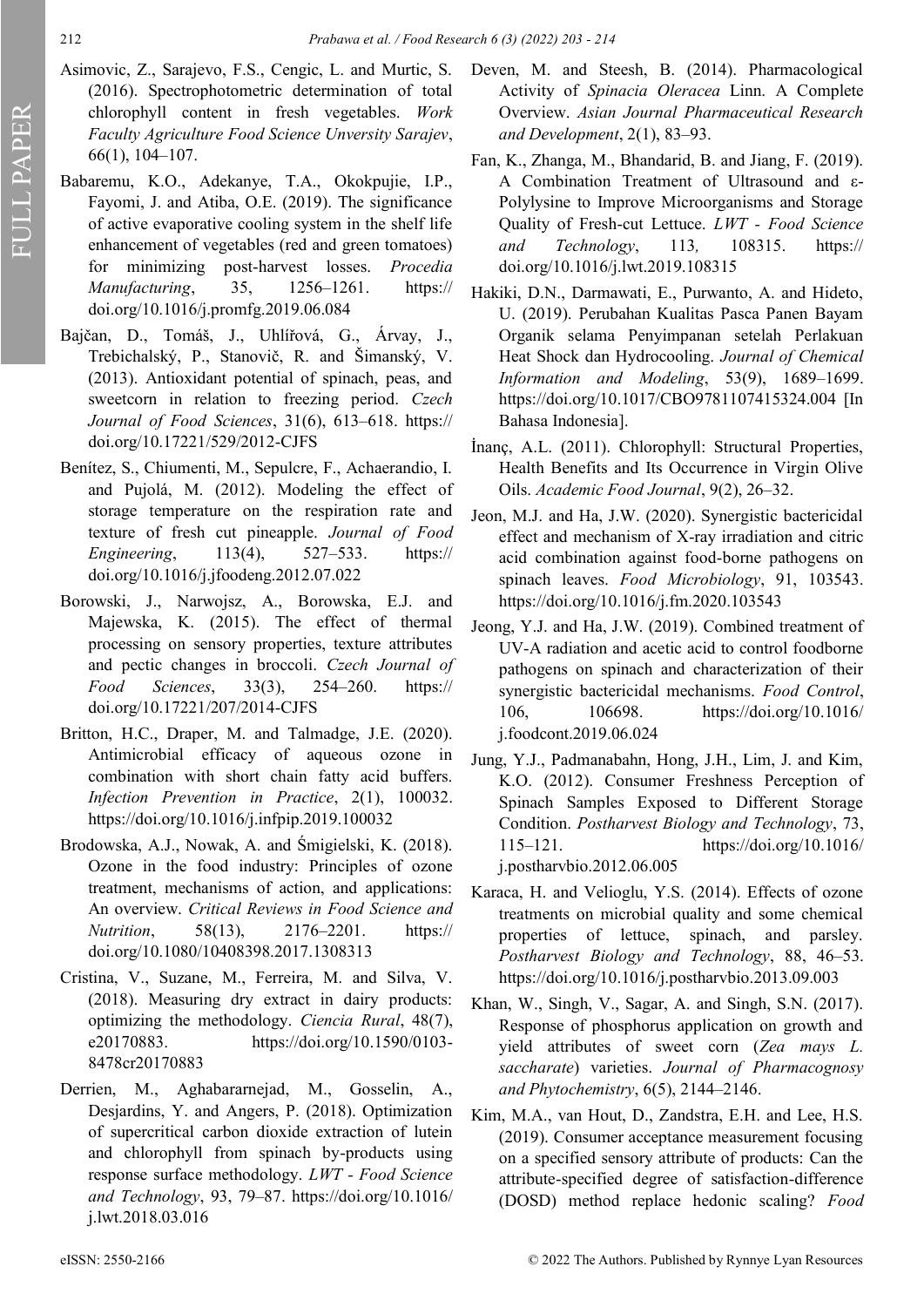Asimovic, Z., Sarajevo, F.S., Cengic, L. and Murtic, S. (2016). Spectrophotometric determination of total chlorophyll content in fresh vegetables. *Work Faculty Agriculture Food Science Unversity Sarajev*, 66(1), 104–107.

Babaremu, K.O., Adekanye, T.A., Okokpujie, I.P., Fayomi, J. and Atiba, O.E. (2019). The significance of active evaporative cooling system in the shelf life enhancement of vegetables (red and green tomatoes) for minimizing post-harvest losses. *Procedia Manufacturing*, 35, 1256–1261. https://doi.org/10.1016/j.promfg.2019.06.084

Bajčan, D., Tomáš, J., Uhlířová, G., Árvay, J., Trebichalský, P., Stanovič, R. and Šimanský, V. (2013). Antioxidant potential of spinach, peas, and sweetcorn in relation to freezing period. *Czech Journal of Food Sciences*, 31(6), 613–618. https://doi.org/10.17221/529/2012-CJFS

Benítez, S., Chiumenti, M., Sepulcre, F., Achaerandio, I. and Pujolá, M. (2012). Modeling the effect of storage temperature on the respiration rate and texture of fresh cut pineapple. *Journal of Food Engineering*, 113(4), 527–533. https://doi.org/10.1016/j.jfoodeng.2012.07.022

Borowski, J., Narwojsz, A., Borowska, E.J. and Majewska, K. (2015). The effect of thermal processing on sensory properties, texture attributes and pectic changes in broccoli. *Czech Journal of Food Sciences*, 33(3), 254–260. https://doi.org/10.17221/207/2014-CJFS

Britton, H.C., Draper, M. and Talmadge, J.E. (2020). Antimicrobial efficacy of aqueous ozone in combination with short chain fatty acid buffers. *Infection Prevention in Practice*, 2(1), 100032. https://doi.org/10.1016/j.infpip.2019.100032

Brodowska, A.J., Nowak, A. and Śmigielski, K. (2018). Ozone in the food industry: Principles of ozone treatment, mechanisms of action, and applications: An overview. *Critical Reviews in Food Science and Nutrition*, 58(13), 2176–2201. https://doi.org/10.1080/10408398.2017.1308313

Cristina, V., Suzane, M., Ferreira, M. and Silva, V. (2018). Measuring dry extract in dairy products: optimizing the methodology. *Ciencia Rural*, 48(7), e20170883. https://doi.org/10.1590/0103-8478cr20170883

Derrien, M., Aghabararnejad, M., Gosselin, A., Desjardins, Y. and Angers, P. (2018). Optimization of supercritical carbon dioxide extraction of lutein and chlorophyll from spinach by-products using response surface methodology. *LWT - Food Science and Technology*, 93, 79–87. https://doi.org/10.1016/j.lwt.2018.03.016

Deven, M. and Steesh, B. (2014). Pharmacological Activity of *Spinacia Oleracea* Linn. A Complete Overview. *Asian Journal Pharmaceutical Research and Development*, 2(1), 83–93.

Fan, K., Zhanga, M., Bhandarid, B. and Jiang, F. (2019). A Combination Treatment of Ultrasound and ε-Polylysine to Improve Microorganisms and Storage Quality of Fresh-cut Lettuce. *LWT - Food Science and Technology*, 113, 108315. https://doi.org/10.1016/j.lwt.2019.108315

Hakiki, D.N., Darmawati, E., Purwanto, A. and Hideto, U. (2019). Perubahan Kualitas Pasca Panen Bayam Organik selama Penyimpanan setelah Perlakuan Heat Shock dan Hydrocooling. *Journal of Chemical Information and Modeling*, 53(9), 1689–1699. https://doi.org/10.1017/CBO9781107415324.004 [In Bahasa Indonesia].

İnanç, A.L. (2011). Chlorophyll: Structural Properties, Health Benefits and Its Occurrence in Virgin Olive Oils. *Academic Food Journal*, 9(2), 26–32.

Jeon, M.J. and Ha, J.W. (2020). Synergistic bactericidal effect and mechanism of X-ray irradiation and citric acid combination against food-borne pathogens on spinach leaves. *Food Microbiology*, 91, 103543. https://doi.org/10.1016/j.fm.2020.103543

Jeong, Y.J. and Ha, J.W. (2019). Combined treatment of UV-A radiation and acetic acid to control foodborne pathogens on spinach and characterization of their synergistic bactericidal mechanisms. *Food Control*, 106, 106698. https://doi.org/10.1016/j.foodcont.2019.06.024

Jung, Y.J., Padmanabahn, Hong, J.H., Lim, J. and Kim, K.O. (2012). Consumer Freshness Perception of Spinach Samples Exposed to Different Storage Condition. *Postharvest Biology and Technology*, 73, 115–121. https://doi.org/10.1016/j.postharvbio.2012.06.005

Karaca, H. and Velioglu, Y.S. (2014). Effects of ozone treatments on microbial quality and some chemical properties of lettuce, spinach, and parsley. *Postharvest Biology and Technology*, 88, 46–53. https://doi.org/10.1016/j.postharvbio.2013.09.003

Khan, W., Singh, V., Sagar, A. and Singh, S.N. (2017). Response of phosphorus application on growth and yield attributes of sweet corn (*Zea mays L. saccharate*) varieties. *Journal of Pharmacognosy and Phytochemistry*, 6(5), 2144–2146.

Kim, M.A., van Hout, D., Zandstra, E.H. and Lee, H.S. (2019). Consumer acceptance measurement focusing on a specified sensory attribute of products: Can the attribute-specified degree of satisfaction-difference (DOSD) method replace hedonic scaling? *Food*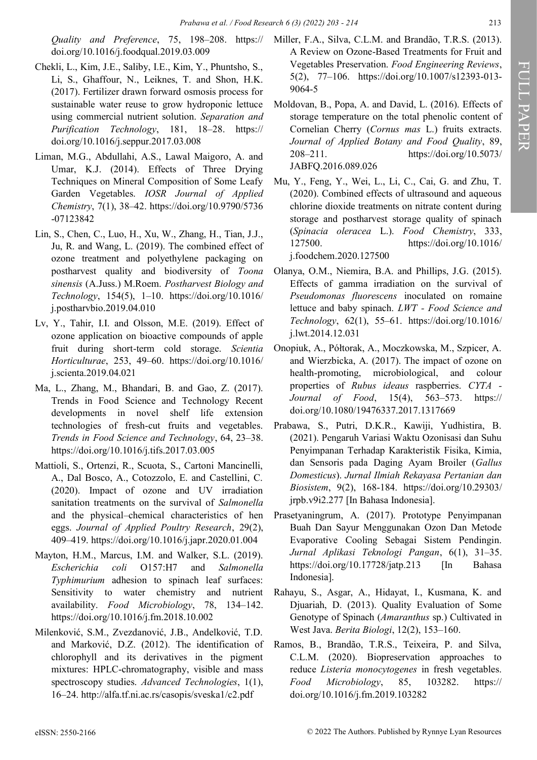*Quality and Preference*, 75, 198–208. https://doi.org/10.1016/j.foodqual.2019.03.009

Chekli, L., Kim, J.E., Saliby, I.E., Kim, Y., Phuntsho, S., Li, S., Ghaffour, N., Leiknes, T. and Shon, H.K. (2017). Fertilizer drawn forward osmosis process for sustainable water reuse to grow hydroponic lettuce using commercial nutrient solution. *Separation and Purification Technology*, 181, 18–28. https://doi.org/10.1016/j.seppur.2017.03.008

Liman, M.G., Abdullahi, A.S., Lawal Maigoro, A. and Umar, K.J. (2014). Effects of Three Drying Techniques on Mineral Composition of Some Leafy Garden Vegetables. *IOSR Journal of Applied Chemistry*, 7(1), 38–42. https://doi.org/10.9790/5736-07123842

Lin, S., Chen, C., Luo, H., Xu, W., Zhang, H., Tian, J.J., Ju, R. and Wang, L. (2019). The combined effect of ozone treatment and polyethylene packaging on postharvest quality and biodiversity of *Toona sinensis* (A.Juss.) M.Roem. *Postharvest Biology and Technology*, 154(5), 1–10. https://doi.org/10.1016/j.postharvbio.2019.04.010

Lv, Y., Tahir, I.I. and Olsson, M.E. (2019). Effect of ozone application on bioactive compounds of apple fruit during short-term cold storage. *Scientia Horticulturae*, 253, 49–60. https://doi.org/10.1016/j.scienta.2019.04.021

Ma, L., Zhang, M., Bhandari, B. and Gao, Z. (2017). Trends in Food Science and Technology Recent developments in novel shelf life extension technologies of fresh-cut fruits and vegetables. *Trends in Food Science and Technology*, 64, 23–38. https://doi.org/10.1016/j.tifs.2017.03.005

Mattioli, S., Ortenzi, R., Scuota, S., Cartoni Mancinelli, A., Dal Bosco, A., Cotozzolo, E. and Castellini, C. (2020). Impact of ozone and UV irradiation sanitation treatments on the survival of *Salmonella* and the physical–chemical characteristics of hen eggs. *Journal of Applied Poultry Research*, 29(2), 409–419. https://doi.org/10.1016/j.japr.2020.01.004

Mayton, H.M., Marcus, I.M. and Walker, S.L. (2019). *Escherichia coli* O157:H7 and *Salmonella Typhimurium* adhesion to spinach leaf surfaces: Sensitivity to water chemistry and nutrient availability. *Food Microbiology*, 78, 134–142. https://doi.org/10.1016/j.fm.2018.10.002

Milenković, S.M., Zvezdanović, J.B., Anđelković, T.D. and Marković, D.Z. (2012). The identification of chlorophyll and its derivatives in the pigment mixtures: HPLC-chromatography, visible and mass spectroscopy studies. *Advanced Technologies*, 1(1), 16–24. http://alfa.tf.ni.ac.rs/casopis/sveska1/c2.pdf

Miller, F.A., Silva, C.L.M. and Brandão, T.R.S. (2013). A Review on Ozone-Based Treatments for Fruit and Vegetables Preservation. *Food Engineering Reviews*, 5(2), 77–106. https://doi.org/10.1007/s12393-013-9064-5

Moldovan, B., Popa, A. and David, L. (2016). Effects of storage temperature on the total phenolic content of Cornelian Cherry (*Cornus mas* L.) fruits extracts. *Journal of Applied Botany and Food Quality*, 89, 208–211. https://doi.org/10.5073/JABFQ.2016.089.026

Mu, Y., Feng, Y., Wei, L., Li, C., Cai, G. and Zhu, T. (2020). Combined effects of ultrasound and aqueous chlorine dioxide treatments on nitrate content during storage and postharvest storage quality of spinach (*Spinacia oleracea* L.). *Food Chemistry*, 333, 127500. https://doi.org/10.1016/j.foodchem.2020.127500

Olanya, O.M., Niemira, B.A. and Phillips, J.G. (2015). Effects of gamma irradiation on the survival of *Pseudomonas fluorescens* inoculated on romaine lettuce and baby spinach. *LWT - Food Science and Technology*, 62(1), 55–61. https://doi.org/10.1016/j.lwt.2014.12.031

Onopiuk, A., Półtorak, A., Moczkowska, M., Szpicer, A. and Wierzbicka, A. (2017). The impact of ozone on health-promoting, microbiological, and colour properties of *Rubus ideaus* raspberries. *CYTA - Journal of Food*, 15(4), 563–573. https://doi.org/10.1080/19476337.2017.1317669

Prabawa, S., Putri, D.K.R., Kawiji, Yudhistira, B. (2021). Pengaruh Variasi Waktu Ozonisasi dan Suhu Penyimpanan Terhadap Karakteristik Fisika, Kimia, dan Sensoris pada Daging Ayam Broiler (*Gallus Domesticus*). *Jurnal Ilmiah Rekayasa Pertanian dan Biosistem*, 9(2), 168-184. https://doi.org/10.29303/jrpb.v9i2.277 [In Bahasa Indonesia].

Prasetyaningrum, A. (2017). Prototype Penyimpanan Buah Dan Sayur Menggunakan Ozon Dan Metode Evaporative Cooling Sebagai Sistem Pendingin. *Jurnal Aplikasi Teknologi Pangan*, 6(1), 31–35. https://doi.org/10.17728/jatp.213 [In Bahasa Indonesia].

Rahayu, S., Asgar, A., Hidayat, I., Kusmana, K. and Djuariah, D. (2013). Quality Evaluation of Some Genotype of Spinach (*Amaranthus* sp.) Cultivated in West Java. *Berita Biologi*, 12(2), 153–160.

Ramos, B., Brandão, T.R.S., Teixeira, P. and Silva, C.L.M. (2020). Biopreservation approaches to reduce *Listeria monocytogenes* in fresh vegetables. *Food Microbiology*, 85, 103282. https://doi.org/10.1016/j.fm.2019.103282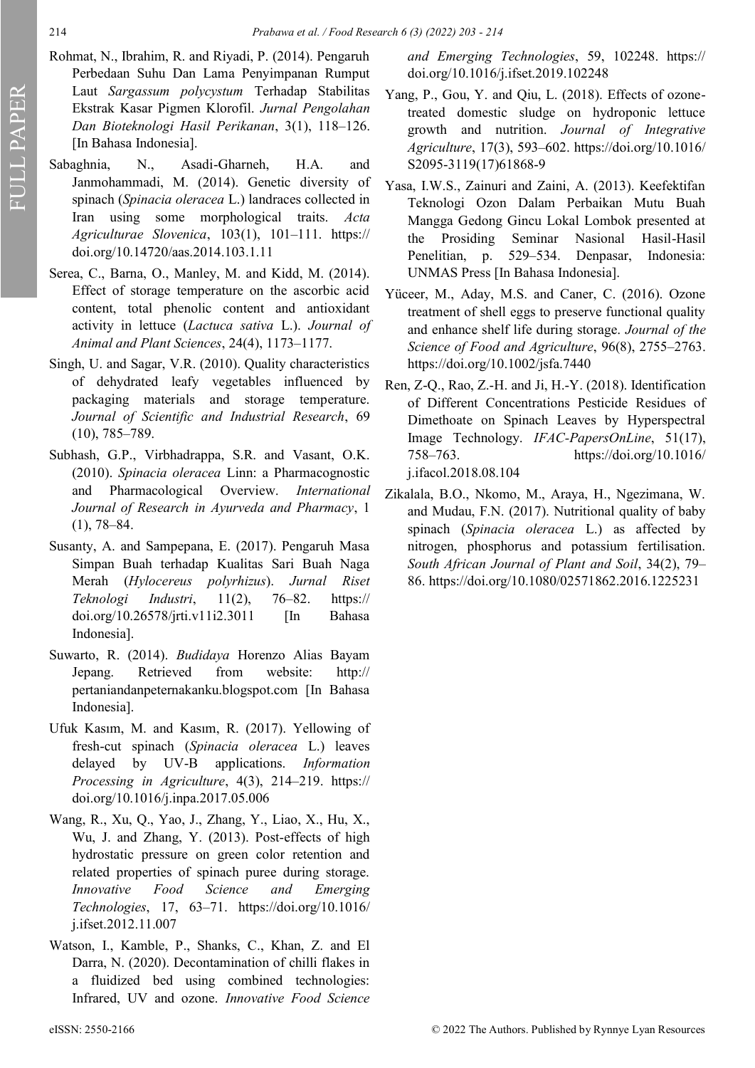Rohmat, N., Ibrahim, R. and Riyadi, P. (2014). Pengaruh Perbedaan Suhu Dan Lama Penyimpanan Rumput Laut *Sargassum polycystum* Terhadap Stabilitas Ekstrak Kasar Pigmen Klorofil. *Jurnal Pengolahan Dan Bioteknologi Hasil Perikanan*, 3(1), 118–126. [In Bahasa Indonesia].

Sabaghnia, N., Asadi-Gharneh, H.A. and Janmohammadi, M. (2014). Genetic diversity of spinach (*Spinacia oleracea* L.) landraces collected in Iran using some morphological traits. *Acta Agriculturae Slovenica*, 103(1), 101–111. https://doi.org/10.14720/aas.2014.103.1.11

Serea, C., Barna, O., Manley, M. and Kidd, M. (2014). Effect of storage temperature on the ascorbic acid content, total phenolic content and antioxidant activity in lettuce (*Lactuca sativa* L.). *Journal of Animal and Plant Sciences*, 24(4), 1173–1177.

Singh, U. and Sagar, V.R. (2010). Quality characteristics of dehydrated leafy vegetables influenced by packaging materials and storage temperature. *Journal of Scientific and Industrial Research*, 69 (10), 785–789.

Subhash, G.P., Virbhadrappa, S.R. and Vasant, O.K. (2010). *Spinacia oleracea* Linn: a Pharmacognostic and Pharmacological Overview. *International Journal of Research in Ayurveda and Pharmacy*, 1 (1), 78–84.

Susanty, A. and Sampepana, E. (2017). Pengaruh Masa Simpan Buah terhadap Kualitas Sari Buah Naga Merah (*Hylocereus polyrhizus*). *Jurnal Riset Teknologi Industri*, 11(2), 76–82. https://doi.org/10.26578/jrti.v11i2.3011 [In Bahasa Indonesia].

Suwarto, R. (2014). *Budidaya* Horenzo Alias Bayam Jepang. Retrieved from website: http://pertaniandanpeternakanku.blogspot.com [In Bahasa Indonesia].

Ufuk Kasım, M. and Kasım, R. (2017). Yellowing of fresh-cut spinach (*Spinacia oleracea* L.) leaves delayed by UV-B applications. *Information Processing in Agriculture*, 4(3), 214–219. https://doi.org/10.1016/j.inpa.2017.05.006

Wang, R., Xu, Q., Yao, J., Zhang, Y., Liao, X., Hu, X., Wu, J. and Zhang, Y. (2013). Post-effects of high hydrostatic pressure on green color retention and related properties of spinach puree during storage. *Innovative Food Science and Emerging Technologies*, 17, 63–71. https://doi.org/10.1016/j.ifset.2012.11.007

Watson, I., Kamble, P., Shanks, C., Khan, Z. and El Darra, N. (2020). Decontamination of chilli flakes in a fluidized bed using combined technologies: Infrared, UV and ozone. *Innovative Food Science and Emerging Technologies*, 59, 102248. https://doi.org/10.1016/j.ifset.2019.102248

Yang, P., Gou, Y. and Qiu, L. (2018). Effects of ozone-treated domestic sludge on hydroponic lettuce growth and nutrition. *Journal of Integrative Agriculture*, 17(3), 593–602. https://doi.org/10.1016/S2095-3119(17)61868-9

Yasa, I.W.S., Zainuri and Zaini, A. (2013). Keefektifan Teknologi Ozon Dalam Perbaikan Mutu Buah Mangga Gedong Gincu Lokal Lombok presented at the Prosiding Seminar Nasional Hasil-Hasil Penelitian, p. 529–534. Denpasar, Indonesia: UNMAS Press [In Bahasa Indonesia].

Yüceer, M., Aday, M.S. and Caner, C. (2016). Ozone treatment of shell eggs to preserve functional quality and enhance shelf life during storage. *Journal of the Science of Food and Agriculture*, 96(8), 2755–2763. https://doi.org/10.1002/jsfa.7440

Ren, Z-Q., Rao, Z.-H. and Ji, H.-Y. (2018). Identification of Different Concentrations Pesticide Residues of Dimethoate on Spinach Leaves by Hyperspectral Image Technology. *IFAC-PapersOnLine*, 51(17), 758–763. https://doi.org/10.1016/j.ifacol.2018.08.104

Zikalala, B.O., Nkomo, M., Araya, H., Ngezimana, W. and Mudau, F.N. (2017). Nutritional quality of baby spinach (*Spinacia oleracea* L.) as affected by nitrogen, phosphorus and potassium fertilisation. *South African Journal of Plant and Soil*, 34(2), 79–86. https://doi.org/10.1080/02571862.2016.1225231